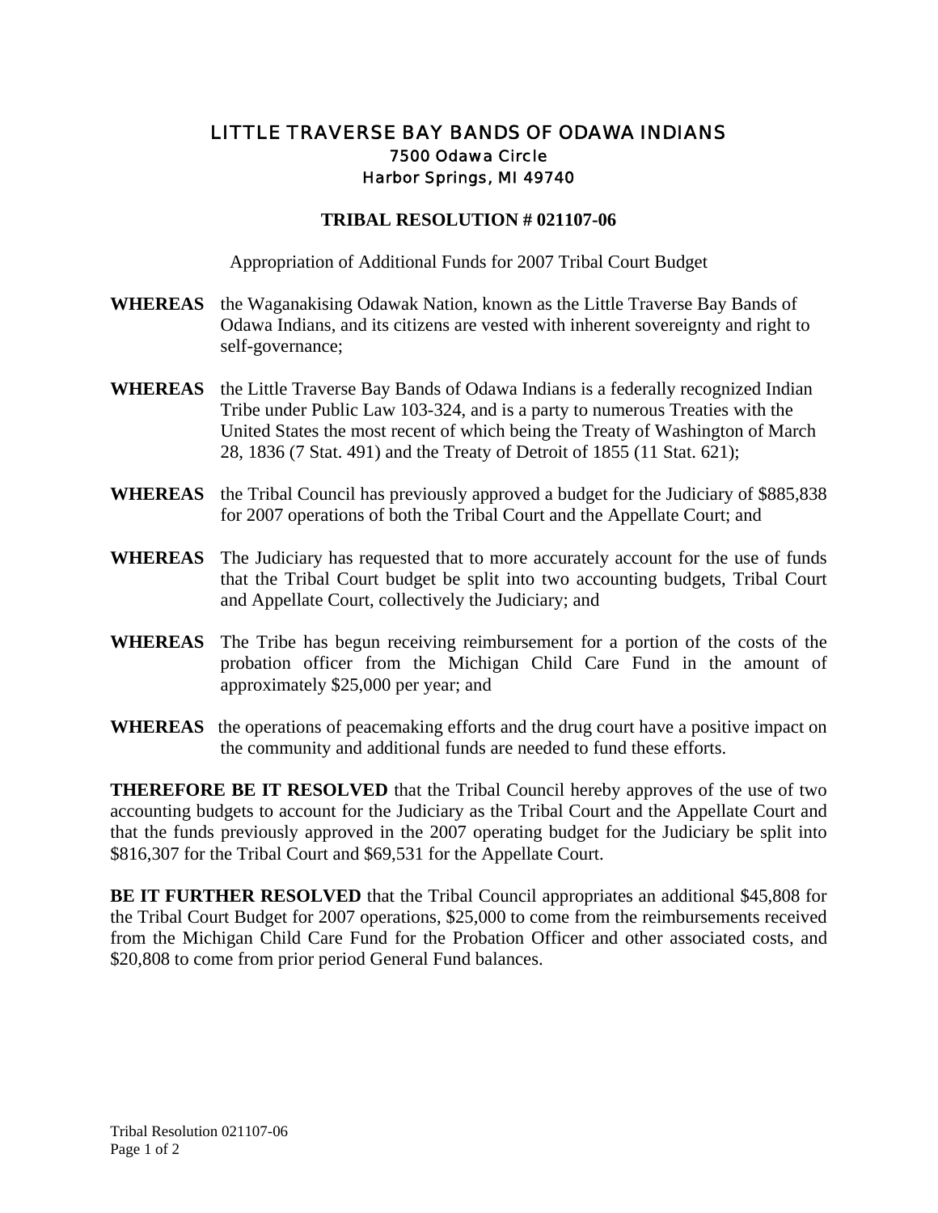# LITTLE TRAVERSE BAY BANDS OF ODAWA INDIANS

7500 Odawa Circle
Harbor Springs, MI 49740

## TRIBAL RESOLUTION # 021107-06

Appropriation of Additional Funds for 2007 Tribal Court Budget

**WHEREAS** the Waganakising Odawak Nation, known as the Little Traverse Bay Bands of Odawa Indians, and its citizens are vested with inherent sovereignty and right to self-governance;

**WHEREAS** the Little Traverse Bay Bands of Odawa Indians is a federally recognized Indian Tribe under Public Law 103-324, and is a party to numerous Treaties with the United States the most recent of which being the Treaty of Washington of March 28, 1836 (7 Stat. 491) and the Treaty of Detroit of 1855 (11 Stat. 621);

**WHEREAS** the Tribal Council has previously approved a budget for the Judiciary of $885,838 for 2007 operations of both the Tribal Court and the Appellate Court; and

**WHEREAS** The Judiciary has requested that to more accurately account for the use of funds that the Tribal Court budget be split into two accounting budgets, Tribal Court and Appellate Court, collectively the Judiciary; and

**WHEREAS** The Tribe has begun receiving reimbursement for a portion of the costs of the probation officer from the Michigan Child Care Fund in the amount of approximately $25,000 per year; and

**WHEREAS** the operations of peacemaking efforts and the drug court have a positive impact on the community and additional funds are needed to fund these efforts.

**THEREFORE BE IT RESOLVED** that the Tribal Council hereby approves of the use of two accounting budgets to account for the Judiciary as the Tribal Court and the Appellate Court and that the funds previously approved in the 2007 operating budget for the Judiciary be split into $816,307 for the Tribal Court and $69,531 for the Appellate Court.

**BE IT FURTHER RESOLVED** that the Tribal Council appropriates an additional $45,808 for the Tribal Court Budget for 2007 operations, $25,000 to come from the reimbursements received from the Michigan Child Care Fund for the Probation Officer and other associated costs, and $20,808 to come from prior period General Fund balances.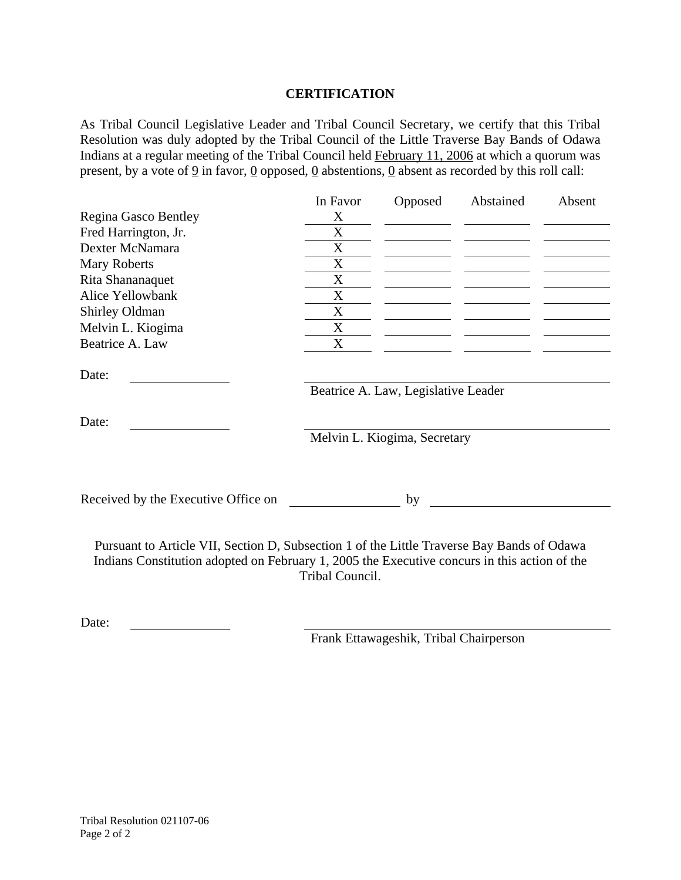## CERTIFICATION

As Tribal Council Legislative Leader and Tribal Council Secretary, we certify that this Tribal Resolution was duly adopted by the Tribal Council of the Little Traverse Bay Bands of Odawa Indians at a regular meeting of the Tribal Council held February 11, 2006 at which a quorum was present, by a vote of 9 in favor, 0 opposed, 0 abstentions, 0 absent as recorded by this roll call:

| | In Favor | Opposed | Abstained | Absent |
|---|---|---|---|---|
| Regina Gasco Bentley | X | | | |
| Fred Harrington, Jr. | X | | | |
| Dexter McNamara | X | | | |
| Mary Roberts | X | | | |
| Rita Shananaquet | X | | | |
| Alice Yellowbank | X | | | |
| Shirley Oldman | X | | | |
| Melvin L. Kiogima | X | | | |
| Beatrice A. Law | X | | | |

Date: ____________ ______________________________
Beatrice A. Law, Legislative Leader

Date: ____________ ______________________________
Melvin L. Kiogima, Secretary

Received by the Executive Office on ______________ by ______________________

Pursuant to Article VII, Section D, Subsection 1 of the Little Traverse Bay Bands of Odawa Indians Constitution adopted on February 1, 2005 the Executive concurs in this action of the Tribal Council.

Date: ____________ ______________________________
Frank Ettawageshik, Tribal Chairperson

Tribal Resolution 021107-06